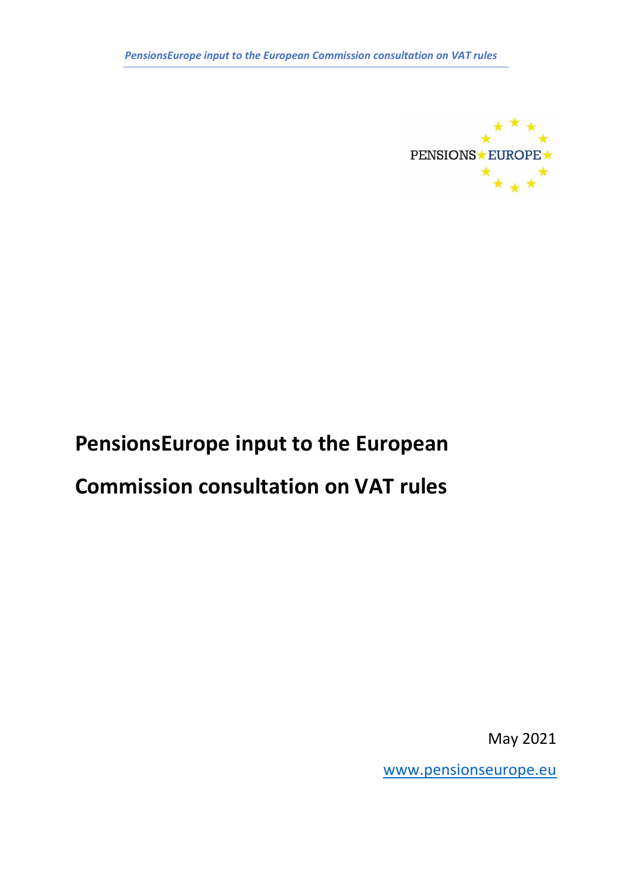# PensionsEurope input to the European Commission consultation on VAT rules

May 2021

www.pensionseurope.eu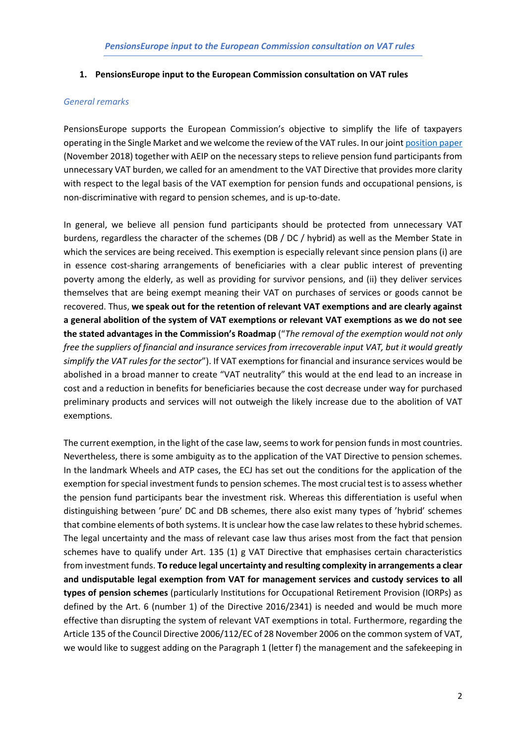## 1. PensionsEurope input to the European Commission consultation on VAT rules

*General remarks*

PensionsEurope supports the European Commission's objective to simplify the life of taxpayers operating in the Single Market and we welcome the review of the VAT rules. In our joint position paper (November 2018) together with AEIP on the necessary steps to relieve pension fund participants from unnecessary VAT burden, we called for an amendment to the VAT Directive that provides more clarity with respect to the legal basis of the VAT exemption for pension funds and occupational pensions, is non-discriminative with regard to pension schemes, and is up-to-date.

In general, we believe all pension fund participants should be protected from unnecessary VAT burdens, regardless the character of the schemes (DB / DC / hybrid) as well as the Member State in which the services are being received. This exemption is especially relevant since pension plans (i) are in essence cost-sharing arrangements of beneficiaries with a clear public interest of preventing poverty among the elderly, as well as providing for survivor pensions, and (ii) they deliver services themselves that are being exempt meaning their VAT on purchases of services or goods cannot be recovered. Thus, **we speak out for the retention of relevant VAT exemptions and are clearly against a general abolition of the system of VAT exemptions or relevant VAT exemptions as we do not see the stated advantages in the Commission's Roadmap** ("*The removal of the exemption would not only free the suppliers of financial and insurance services from irrecoverable input VAT, but it would greatly simplify the VAT rules for the sector*"). If VAT exemptions for financial and insurance services would be abolished in a broad manner to create "VAT neutrality" this would at the end lead to an increase in cost and a reduction in benefits for beneficiaries because the cost decrease under way for purchased preliminary products and services will not outweigh the likely increase due to the abolition of VAT exemptions.

The current exemption, in the light of the case law, seems to work for pension funds in most countries. Nevertheless, there is some ambiguity as to the application of the VAT Directive to pension schemes. In the landmark Wheels and ATP cases, the ECJ has set out the conditions for the application of the exemption for special investment funds to pension schemes. The most crucial test is to assess whether the pension fund participants bear the investment risk. Whereas this differentiation is useful when distinguishing between 'pure' DC and DB schemes, there also exist many types of 'hybrid' schemes that combine elements of both systems. It is unclear how the case law relates to these hybrid schemes. The legal uncertainty and the mass of relevant case law thus arises most from the fact that pension schemes have to qualify under Art. 135 (1) g VAT Directive that emphasises certain characteristics from investment funds. **To reduce legal uncertainty and resulting complexity in arrangements a clear and undisputable legal exemption from VAT for management services and custody services to all types of pension schemes** (particularly Institutions for Occupational Retirement Provision (IORPs) as defined by the Art. 6 (number 1) of the Directive 2016/2341) is needed and would be much more effective than disrupting the system of relevant VAT exemptions in total. Furthermore, regarding the Article 135 of the Council Directive 2006/112/EC of 28 November 2006 on the common system of VAT, we would like to suggest adding on the Paragraph 1 (letter f) the management and the safekeeping in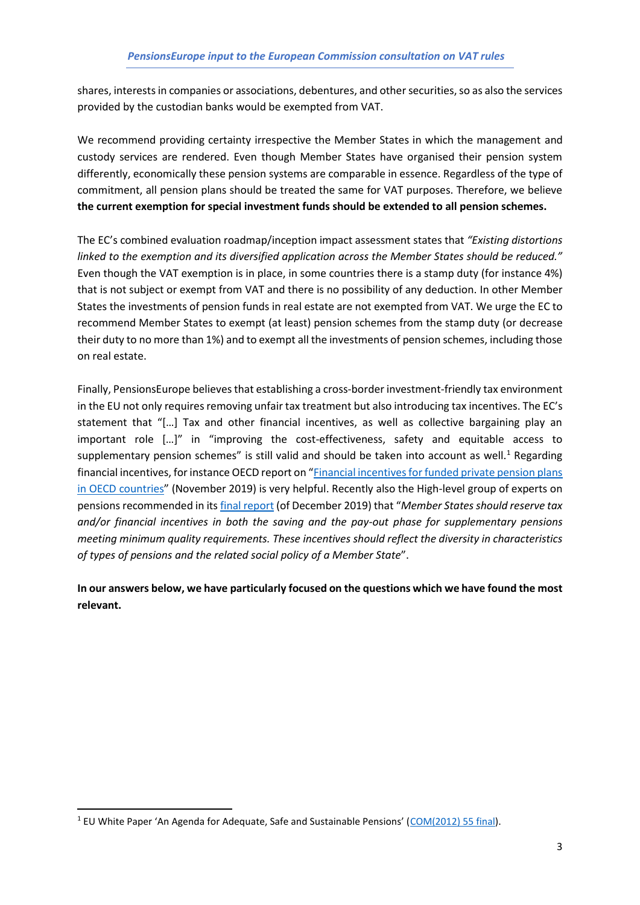shares, interests in companies or associations, debentures, and other securities, so as also the services provided by the custodian banks would be exempted from VAT.

We recommend providing certainty irrespective the Member States in which the management and custody services are rendered. Even though Member States have organised their pension system differently, economically these pension systems are comparable in essence. Regardless of the type of commitment, all pension plans should be treated the same for VAT purposes. Therefore, we believe **the current exemption for special investment funds should be extended to all pension schemes.**

The EC's combined evaluation roadmap/inception impact assessment states that *"Existing distortions linked to the exemption and its diversified application across the Member States should be reduced."* Even though the VAT exemption is in place, in some countries there is a stamp duty (for instance 4%) that is not subject or exempt from VAT and there is no possibility of any deduction. In other Member States the investments of pension funds in real estate are not exempted from VAT. We urge the EC to recommend Member States to exempt (at least) pension schemes from the stamp duty (or decrease their duty to no more than 1%) and to exempt all the investments of pension schemes, including those on real estate.

Finally, PensionsEurope believes that establishing a cross-border investment-friendly tax environment in the EU not only requires removing unfair tax treatment but also introducing tax incentives. The EC's statement that "[…] Tax and other financial incentives, as well as collective bargaining play an important role […]" in "improving the cost-effectiveness, safety and equitable access to supplementary pension schemes" is still valid and should be taken into account as well.[1] Regarding financial incentives, for instance OECD report on "[Financial incentives for funded private pension plans in OECD countries]" (November 2019) is very helpful. Recently also the High-level group of experts on pensions recommended in its [final report] (of December 2019) that "*Member States should reserve tax and/or financial incentives in both the saving and the pay-out phase for supplementary pensions meeting minimum quality requirements. These incentives should reflect the diversity in characteristics of types of pensions and the related social policy of a Member State*".

**In our answers below, we have particularly focused on the questions which we have found the most relevant.**

---

[1] EU White Paper 'An Agenda for Adequate, Safe and Sustainable Pensions' ([COM(2012) 55 final]).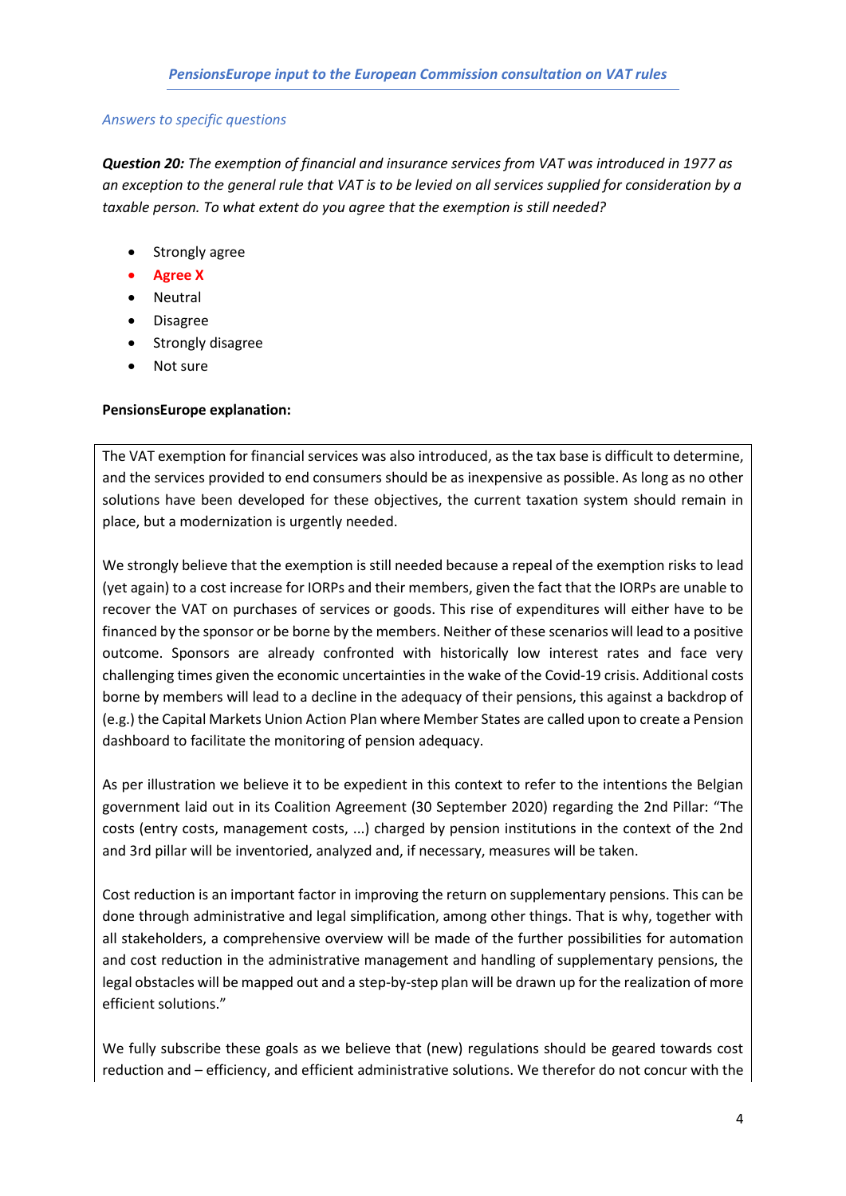*PensionsEurope input to the European Commission consultation on VAT rules*

*Answers to specific questions*

***Question 20:*** *The exemption of financial and insurance services from VAT was introduced in 1977 as an exception to the general rule that VAT is to be levied on all services supplied for consideration by a taxable person. To what extent do you agree that the exemption is still needed?*

- Strongly agree
- **Agree X**
- Neutral
- Disagree
- Strongly disagree
- Not sure

**PensionsEurope explanation:**

The VAT exemption for financial services was also introduced, as the tax base is difficult to determine, and the services provided to end consumers should be as inexpensive as possible. As long as no other solutions have been developed for these objectives, the current taxation system should remain in place, but a modernization is urgently needed.

We strongly believe that the exemption is still needed because a repeal of the exemption risks to lead (yet again) to a cost increase for IORPs and their members, given the fact that the IORPs are unable to recover the VAT on purchases of services or goods. This rise of expenditures will either have to be financed by the sponsor or be borne by the members. Neither of these scenarios will lead to a positive outcome. Sponsors are already confronted with historically low interest rates and face very challenging times given the economic uncertainties in the wake of the Covid-19 crisis. Additional costs borne by members will lead to a decline in the adequacy of their pensions, this against a backdrop of (e.g.) the Capital Markets Union Action Plan where Member States are called upon to create a Pension dashboard to facilitate the monitoring of pension adequacy.

As per illustration we believe it to be expedient in this context to refer to the intentions the Belgian government laid out in its Coalition Agreement (30 September 2020) regarding the 2nd Pillar: "The costs (entry costs, management costs, ...) charged by pension institutions in the context of the 2nd and 3rd pillar will be inventoried, analyzed and, if necessary, measures will be taken.

Cost reduction is an important factor in improving the return on supplementary pensions. This can be done through administrative and legal simplification, among other things. That is why, together with all stakeholders, a comprehensive overview will be made of the further possibilities for automation and cost reduction in the administrative management and handling of supplementary pensions, the legal obstacles will be mapped out and a step-by-step plan will be drawn up for the realization of more efficient solutions."

We fully subscribe these goals as we believe that (new) regulations should be geared towards cost reduction and – efficiency, and efficient administrative solutions. We therefor do not concur with the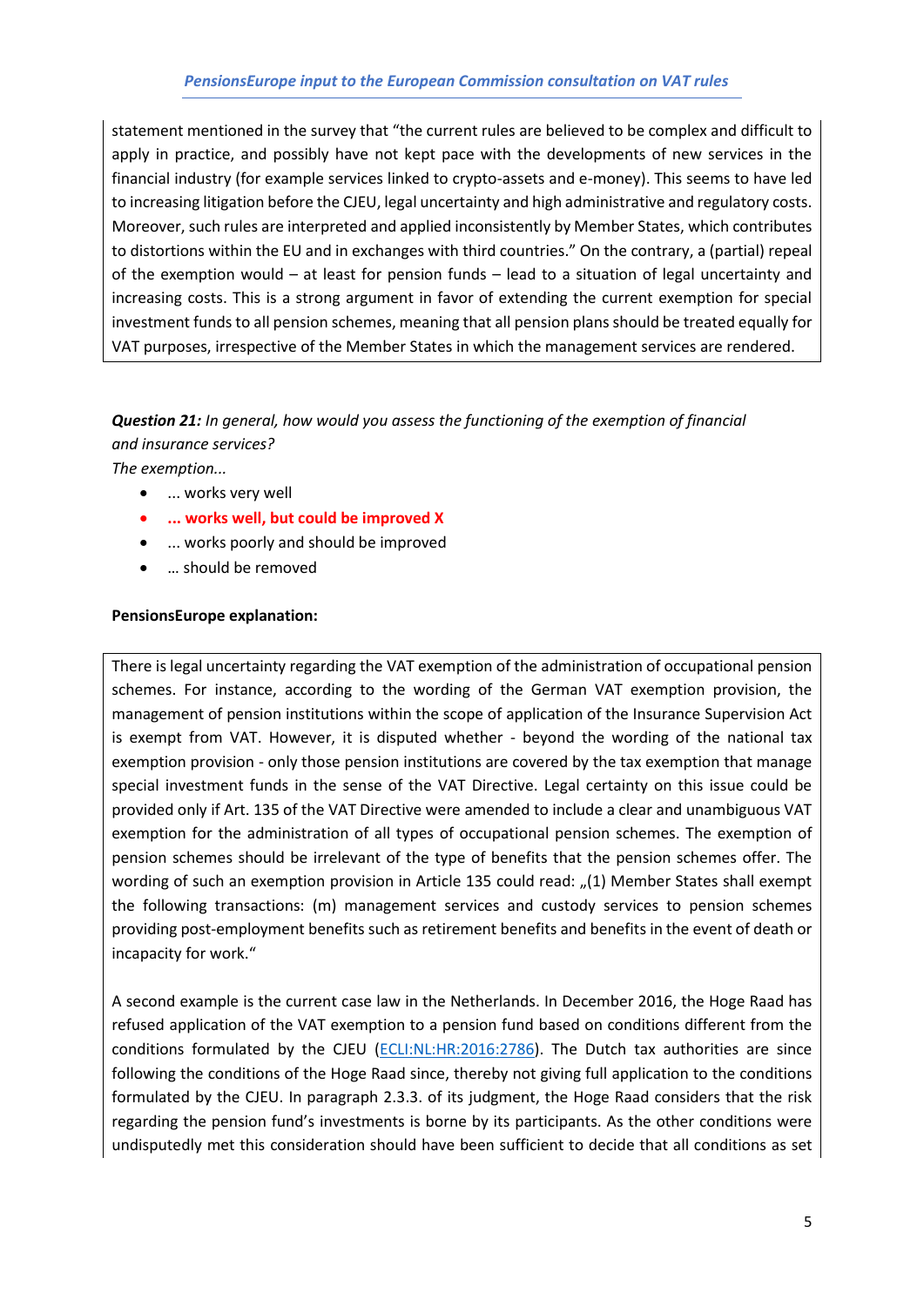statement mentioned in the survey that "the current rules are believed to be complex and difficult to apply in practice, and possibly have not kept pace with the developments of new services in the financial industry (for example services linked to crypto-assets and e-money). This seems to have led to increasing litigation before the CJEU, legal uncertainty and high administrative and regulatory costs. Moreover, such rules are interpreted and applied inconsistently by Member States, which contributes to distortions within the EU and in exchanges with third countries." On the contrary, a (partial) repeal of the exemption would – at least for pension funds – lead to a situation of legal uncertainty and increasing costs. This is a strong argument in favor of extending the current exemption for special investment funds to all pension schemes, meaning that all pension plans should be treated equally for VAT purposes, irrespective of the Member States in which the management services are rendered.

***Question 21:*** *In general, how would you assess the functioning of the exemption of financial and insurance services?*
*The exemption...*

- ... works very well
- **... works well, but could be improved X**
- ... works poorly and should be improved
- … should be removed

**PensionsEurope explanation:**

There is legal uncertainty regarding the VAT exemption of the administration of occupational pension schemes. For instance, according to the wording of the German VAT exemption provision, the management of pension institutions within the scope of application of the Insurance Supervision Act is exempt from VAT. However, it is disputed whether - beyond the wording of the national tax exemption provision - only those pension institutions are covered by the tax exemption that manage special investment funds in the sense of the VAT Directive. Legal certainty on this issue could be provided only if Art. 135 of the VAT Directive were amended to include a clear and unambiguous VAT exemption for the administration of all types of occupational pension schemes. The exemption of pension schemes should be irrelevant of the type of benefits that the pension schemes offer. The wording of such an exemption provision in Article 135 could read: „(1) Member States shall exempt the following transactions: (m) management services and custody services to pension schemes providing post-employment benefits such as retirement benefits and benefits in the event of death or incapacity for work."

A second example is the current case law in the Netherlands. In December 2016, the Hoge Raad has refused application of the VAT exemption to a pension fund based on conditions different from the conditions formulated by the CJEU (ECLI:NL:HR:2016:2786). The Dutch tax authorities are since following the conditions of the Hoge Raad since, thereby not giving full application to the conditions formulated by the CJEU. In paragraph 2.3.3. of its judgment, the Hoge Raad considers that the risk regarding the pension fund's investments is borne by its participants. As the other conditions were undisputedly met this consideration should have been sufficient to decide that all conditions as set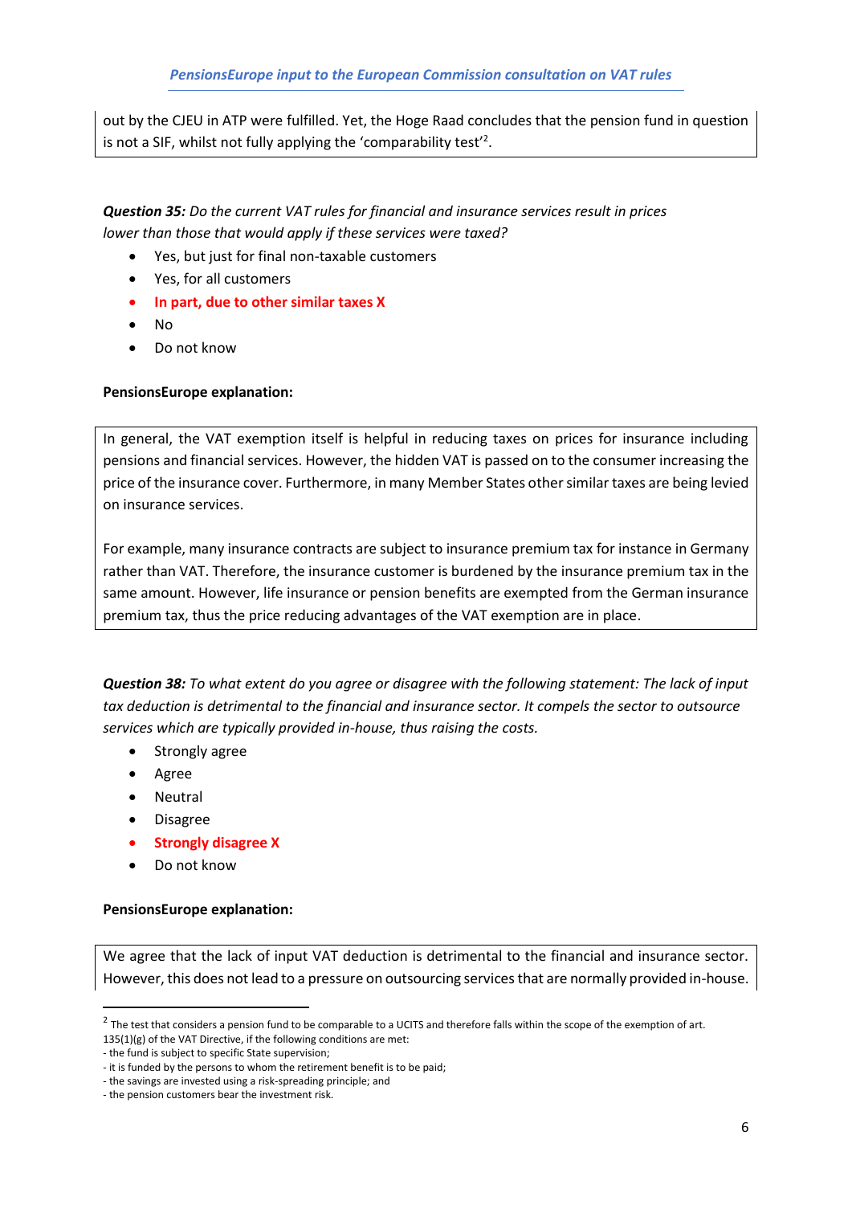out by the CJEU in ATP were fulfilled. Yet, the Hoge Raad concludes that the pension fund in question is not a SIF, whilst not fully applying the 'comparability test'[2].

***Question 35:*** *Do the current VAT rules for financial and insurance services result in prices lower than those that would apply if these services were taxed?*

- Yes, but just for final non-taxable customers
- Yes, for all customers
- **In part, due to other similar taxes X**
- No
- Do not know

**PensionsEurope explanation:**

In general, the VAT exemption itself is helpful in reducing taxes on prices for insurance including pensions and financial services. However, the hidden VAT is passed on to the consumer increasing the price of the insurance cover. Furthermore, in many Member States other similar taxes are being levied on insurance services.

For example, many insurance contracts are subject to insurance premium tax for instance in Germany rather than VAT. Therefore, the insurance customer is burdened by the insurance premium tax in the same amount. However, life insurance or pension benefits are exempted from the German insurance premium tax, thus the price reducing advantages of the VAT exemption are in place.

***Question 38:*** *To what extent do you agree or disagree with the following statement: The lack of input tax deduction is detrimental to the financial and insurance sector. It compels the sector to outsource services which are typically provided in-house, thus raising the costs.*

- Strongly agree
- Agree
- Neutral
- Disagree
- **Strongly disagree X**
- Do not know

**PensionsEurope explanation:**

We agree that the lack of input VAT deduction is detrimental to the financial and insurance sector. However, this does not lead to a pressure on outsourcing services that are normally provided in-house.

---

[2] The test that considers a pension fund to be comparable to a UCITS and therefore falls within the scope of the exemption of art. 135(1)(g) of the VAT Directive, if the following conditions are met:
- the fund is subject to specific State supervision;
- it is funded by the persons to whom the retirement benefit is to be paid;
- the savings are invested using a risk-spreading principle; and
- the pension customers bear the investment risk.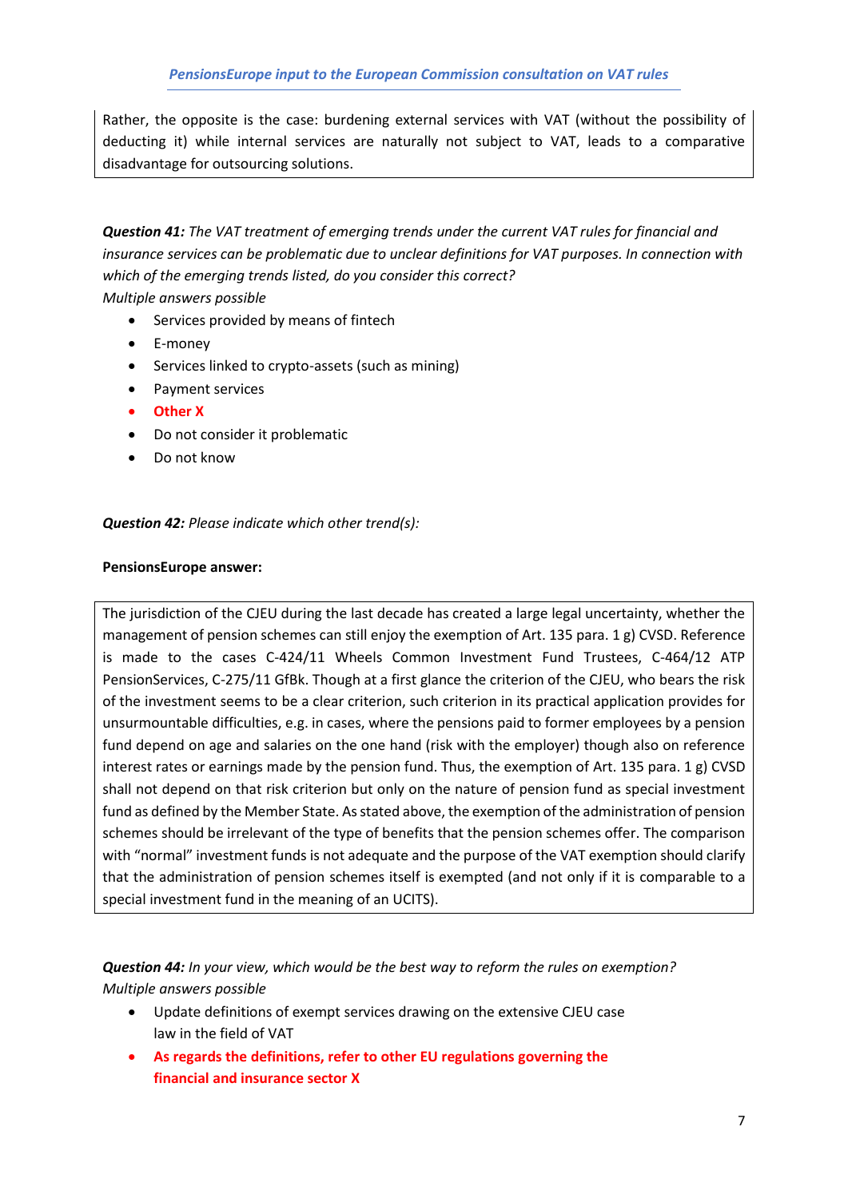Rather, the opposite is the case: burdening external services with VAT (without the possibility of deducting it) while internal services are naturally not subject to VAT, leads to a comparative disadvantage for outsourcing solutions.

***Question 41:*** *The VAT treatment of emerging trends under the current VAT rules for financial and insurance services can be problematic due to unclear definitions for VAT purposes. In connection with which of the emerging trends listed, do you consider this correct?*
*Multiple answers possible*

- Services provided by means of fintech
- E-money
- Services linked to crypto-assets (such as mining)
- Payment services
- **Other X**
- Do not consider it problematic
- Do not know

***Question 42:*** *Please indicate which other trend(s):*

**PensionsEurope answer:**

The jurisdiction of the CJEU during the last decade has created a large legal uncertainty, whether the management of pension schemes can still enjoy the exemption of Art. 135 para. 1 g) CVSD. Reference is made to the cases C-424/11 Wheels Common Investment Fund Trustees, C-464/12 ATP PensionServices, C-275/11 GfBk. Though at a first glance the criterion of the CJEU, who bears the risk of the investment seems to be a clear criterion, such criterion in its practical application provides for unsurmountable difficulties, e.g. in cases, where the pensions paid to former employees by a pension fund depend on age and salaries on the one hand (risk with the employer) though also on reference interest rates or earnings made by the pension fund. Thus, the exemption of Art. 135 para. 1 g) CVSD shall not depend on that risk criterion but only on the nature of pension fund as special investment fund as defined by the Member State. As stated above, the exemption of the administration of pension schemes should be irrelevant of the type of benefits that the pension schemes offer. The comparison with "normal" investment funds is not adequate and the purpose of the VAT exemption should clarify that the administration of pension schemes itself is exempted (and not only if it is comparable to a special investment fund in the meaning of an UCITS).

***Question 44:*** *In your view, which would be the best way to reform the rules on exemption?*
*Multiple answers possible*

- Update definitions of exempt services drawing on the extensive CJEU case law in the field of VAT
- **As regards the definitions, refer to other EU regulations governing the financial and insurance sector X**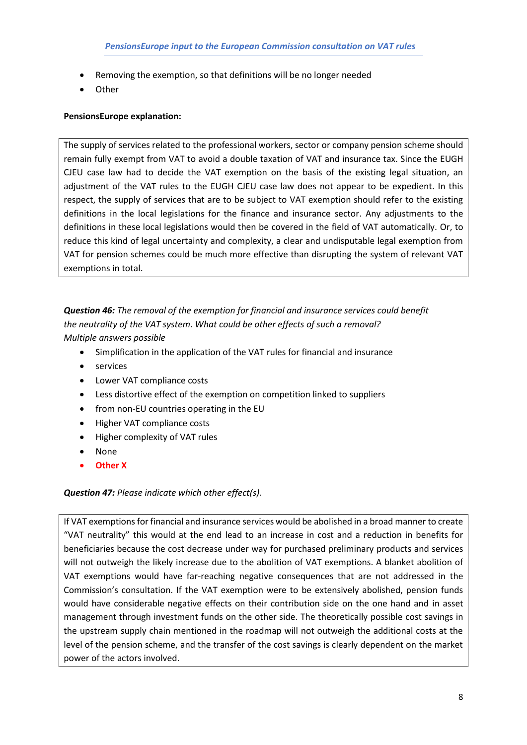- Removing the exemption, so that definitions will be no longer needed
- Other

**PensionsEurope explanation:**

The supply of services related to the professional workers, sector or company pension scheme should remain fully exempt from VAT to avoid a double taxation of VAT and insurance tax. Since the EUGH CJEU case law had to decide the VAT exemption on the basis of the existing legal situation, an adjustment of the VAT rules to the EUGH CJEU case law does not appear to be expedient. In this respect, the supply of services that are to be subject to VAT exemption should refer to the existing definitions in the local legislations for the finance and insurance sector. Any adjustments to the definitions in these local legislations would then be covered in the field of VAT automatically. Or, to reduce this kind of legal uncertainty and complexity, a clear and undisputable legal exemption from VAT for pension schemes could be much more effective than disrupting the system of relevant VAT exemptions in total.

***Question 46:*** *The removal of the exemption for financial and insurance services could benefit the neutrality of the VAT system. What could be other effects of such a removal?*
*Multiple answers possible*

- Simplification in the application of the VAT rules for financial and insurance
- services
- Lower VAT compliance costs
- Less distortive effect of the exemption on competition linked to suppliers
- from non-EU countries operating in the EU
- Higher VAT compliance costs
- Higher complexity of VAT rules
- None
- **Other X**

***Question 47:*** *Please indicate which other effect(s).*

If VAT exemptions for financial and insurance services would be abolished in a broad manner to create "VAT neutrality" this would at the end lead to an increase in cost and a reduction in benefits for beneficiaries because the cost decrease under way for purchased preliminary products and services will not outweigh the likely increase due to the abolition of VAT exemptions. A blanket abolition of VAT exemptions would have far-reaching negative consequences that are not addressed in the Commission's consultation. If the VAT exemption were to be extensively abolished, pension funds would have considerable negative effects on their contribution side on the one hand and in asset management through investment funds on the other side. The theoretically possible cost savings in the upstream supply chain mentioned in the roadmap will not outweigh the additional costs at the level of the pension scheme, and the transfer of the cost savings is clearly dependent on the market power of the actors involved.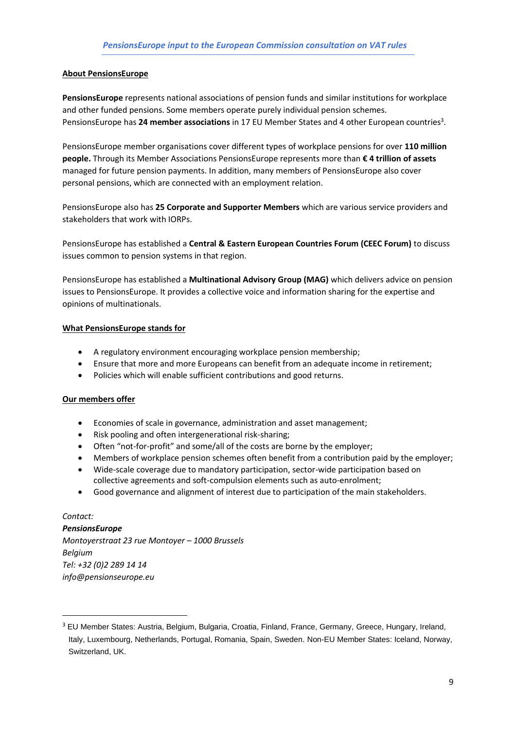*PensionsEurope input to the European Commission consultation on VAT rules*

**About PensionsEurope**

**PensionsEurope** represents national associations of pension funds and similar institutions for workplace and other funded pensions. Some members operate purely individual pension schemes. PensionsEurope has **24 member associations** in 17 EU Member States and 4 other European countries[3].

PensionsEurope member organisations cover different types of workplace pensions for over **110 million people.** Through its Member Associations PensionsEurope represents more than **€ 4 trillion of assets** managed for future pension payments. In addition, many members of PensionsEurope also cover personal pensions, which are connected with an employment relation.

PensionsEurope also has **25 Corporate and Supporter Members** which are various service providers and stakeholders that work with IORPs.

PensionsEurope has established a **Central & Eastern European Countries Forum (CEEC Forum)** to discuss issues common to pension systems in that region.

PensionsEurope has established a **Multinational Advisory Group (MAG)** which delivers advice on pension issues to PensionsEurope. It provides a collective voice and information sharing for the expertise and opinions of multinationals.

**What PensionsEurope stands for**

- A regulatory environment encouraging workplace pension membership;
- Ensure that more and more Europeans can benefit from an adequate income in retirement;
- Policies which will enable sufficient contributions and good returns.

**Our members offer**

- Economies of scale in governance, administration and asset management;
- Risk pooling and often intergenerational risk-sharing;
- Often "not-for-profit" and some/all of the costs are borne by the employer;
- Members of workplace pension schemes often benefit from a contribution paid by the employer;
- Wide-scale coverage due to mandatory participation, sector-wide participation based on collective agreements and soft-compulsion elements such as auto-enrolment;
- Good governance and alignment of interest due to participation of the main stakeholders.

*Contact:*
***PensionsEurope***
*Montoyerstraat 23 rue Montoyer – 1000 Brussels*
*Belgium*
*Tel: +32 (0)2 289 14 14*
*info@pensionseurope.eu*

[3] EU Member States: Austria, Belgium, Bulgaria, Croatia, Finland, France, Germany, Greece, Hungary, Ireland, Italy, Luxembourg, Netherlands, Portugal, Romania, Spain, Sweden. Non-EU Member States: Iceland, Norway, Switzerland, UK.